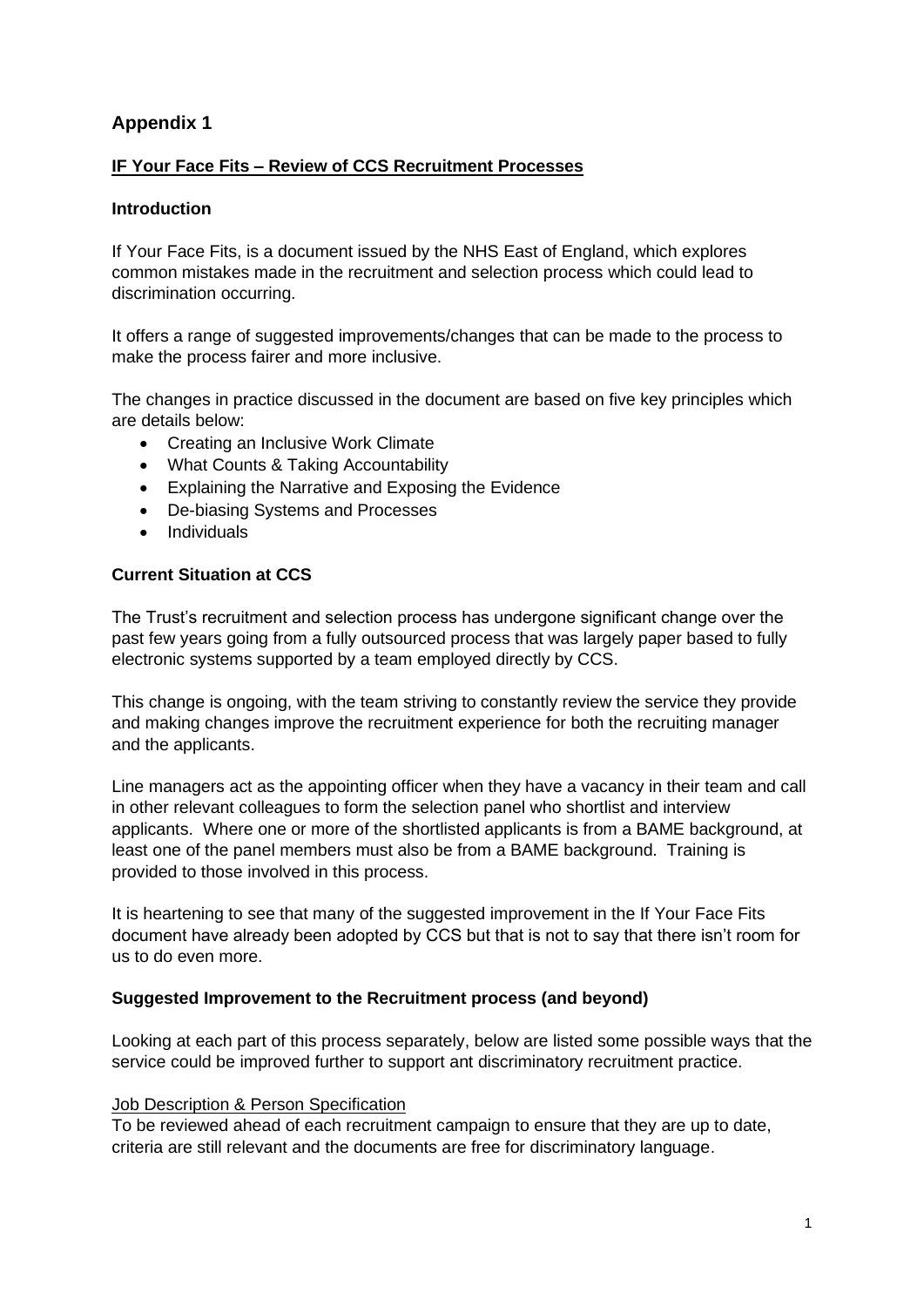## Appendix 1

### IF Your Face Fits – Review of CCS Recruitment Processes

### Introduction

If Your Face Fits, is a document issued by the NHS East of England, which explores common mistakes made in the recruitment and selection process which could lead to discrimination occurring.

It offers a range of suggested improvements/changes that can be made to the process to make the process fairer and more inclusive.

The changes in practice discussed in the document are based on five key principles which are details below:

- Creating an Inclusive Work Climate
- What Counts & Taking Accountability
- Explaining the Narrative and Exposing the Evidence
- De-biasing Systems and Processes
- Individuals

### Current Situation at CCS

The Trust's recruitment and selection process has undergone significant change over the past few years going from a fully outsourced process that was largely paper based to fully electronic systems supported by a team employed directly by CCS.

This change is ongoing, with the team striving to constantly review the service they provide and making changes improve the recruitment experience for both the recruiting manager and the applicants.

Line managers act as the appointing officer when they have a vacancy in their team and call in other relevant colleagues to form the selection panel who shortlist and interview applicants. Where one or more of the shortlisted applicants is from a BAME background, at least one of the panel members must also be from a BAME background. Training is provided to those involved in this process.

It is heartening to see that many of the suggested improvement in the If Your Face Fits document have already been adopted by CCS but that is not to say that there isn't room for us to do even more.

### Suggested Improvement to the Recruitment process (and beyond)

Looking at each part of this process separately, below are listed some possible ways that the service could be improved further to support ant discriminatory recruitment practice.

Job Description & Person Specification

To be reviewed ahead of each recruitment campaign to ensure that they are up to date, criteria are still relevant and the documents are free for discriminatory language.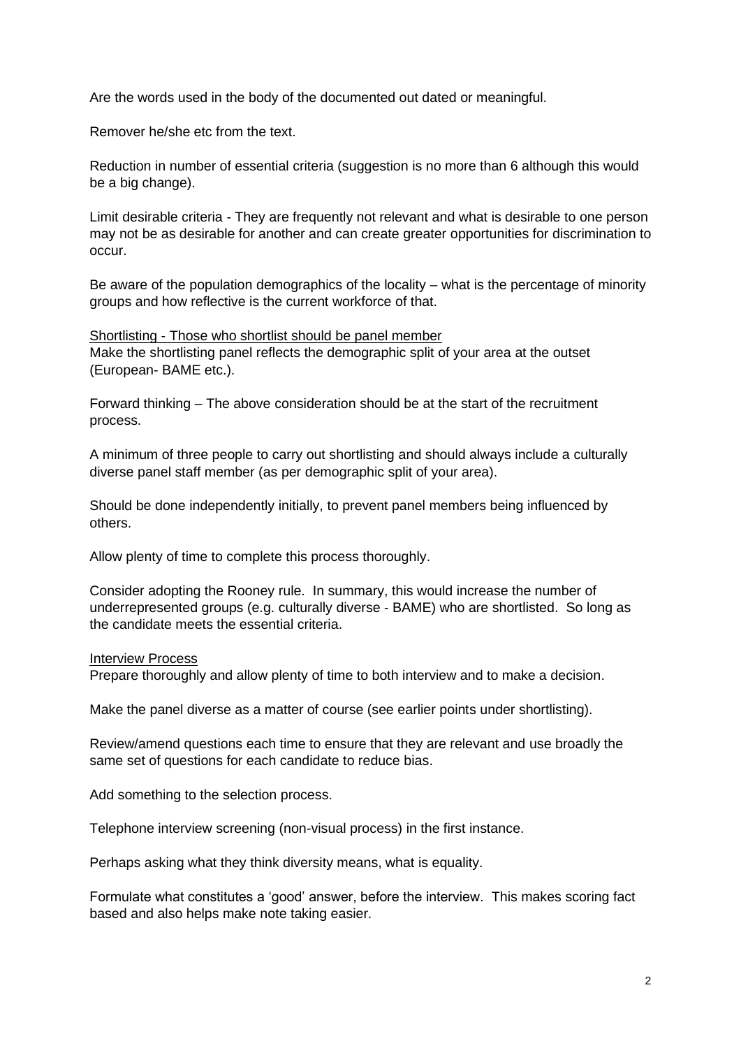Are the words used in the body of the documented out dated or meaningful.

Remover he/she etc from the text.

Reduction in number of essential criteria (suggestion is no more than 6 although this would be a big change).

Limit desirable criteria - They are frequently not relevant and what is desirable to one person may not be as desirable for another and can create greater opportunities for discrimination to occur.

Be aware of the population demographics of the locality – what is the percentage of minority groups and how reflective is the current workforce of that.

<u>Shortlisting - Those who shortlist should be panel member</u>
Make the shortlisting panel reflects the demographic split of your area at the outset (European- BAME etc.).

Forward thinking – The above consideration should be at the start of the recruitment process.

A minimum of three people to carry out shortlisting and should always include a culturally diverse panel staff member (as per demographic split of your area).

Should be done independently initially, to prevent panel members being influenced by others.

Allow plenty of time to complete this process thoroughly.

Consider adopting the Rooney rule. In summary, this would increase the number of underrepresented groups (e.g. culturally diverse - BAME) who are shortlisted. So long as the candidate meets the essential criteria.

<u>Interview Process</u>
Prepare thoroughly and allow plenty of time to both interview and to make a decision.

Make the panel diverse as a matter of course (see earlier points under shortlisting).

Review/amend questions each time to ensure that they are relevant and use broadly the same set of questions for each candidate to reduce bias.

Add something to the selection process.

Telephone interview screening (non-visual process) in the first instance.

Perhaps asking what they think diversity means, what is equality.

Formulate what constitutes a 'good' answer, before the interview. This makes scoring fact based and also helps make note taking easier.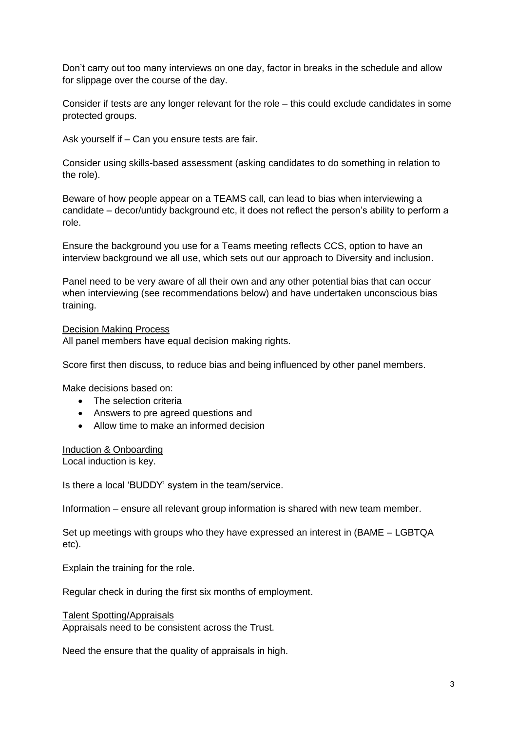Don’t carry out too many interviews on one day, factor in breaks in the schedule and allow for slippage over the course of the day.

Consider if tests are any longer relevant for the role – this could exclude candidates in some protected groups.

Ask yourself if – Can you ensure tests are fair.

Consider using skills-based assessment (asking candidates to do something in relation to the role).

Beware of how people appear on a TEAMS call, can lead to bias when interviewing a candidate – decor/untidy background etc, it does not reflect the person’s ability to perform a role.

Ensure the background you use for a Teams meeting reflects CCS, option to have an interview background we all use, which sets out our approach to Diversity and inclusion.

Panel need to be very aware of all their own and any other potential bias that can occur when interviewing (see recommendations below) and have undertaken unconscious bias training.

<u>Decision Making Process</u>

All panel members have equal decision making rights.

Score first then discuss, to reduce bias and being influenced by other panel members.

Make decisions based on:

- The selection criteria
- Answers to pre agreed questions and
- Allow time to make an informed decision

<u>Induction & Onboarding</u>

Local induction is key.

Is there a local ‘BUDDY’ system in the team/service.

Information – ensure all relevant group information is shared with new team member.

Set up meetings with groups who they have expressed an interest in (BAME – LGBTQA etc).

Explain the training for the role.

Regular check in during the first six months of employment.

<u>Talent Spotting/Appraisals</u>

Appraisals need to be consistent across the Trust.

Need the ensure that the quality of appraisals in high.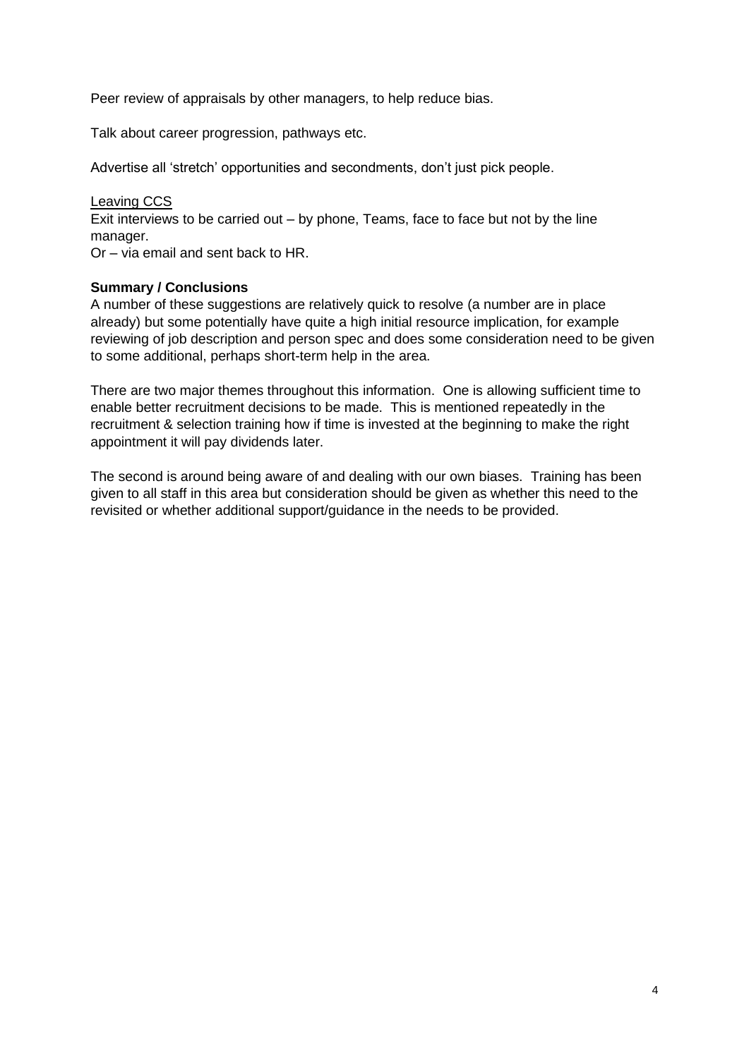Peer review of appraisals by other managers, to help reduce bias.

Talk about career progression, pathways etc.

Advertise all 'stretch' opportunities and secondments, don't just pick people.

<u>Leaving CCS</u>

Exit interviews to be carried out – by phone, Teams, face to face but not by the line manager.

Or – via email and sent back to HR.

**Summary / Conclusions**

A number of these suggestions are relatively quick to resolve (a number are in place already) but some potentially have quite a high initial resource implication, for example reviewing of job description and person spec and does some consideration need to be given to some additional, perhaps short-term help in the area.

There are two major themes throughout this information. One is allowing sufficient time to enable better recruitment decisions to be made. This is mentioned repeatedly in the recruitment & selection training how if time is invested at the beginning to make the right appointment it will pay dividends later.

The second is around being aware of and dealing with our own biases. Training has been given to all staff in this area but consideration should be given as whether this need to the revisited or whether additional support/guidance in the needs to be provided.